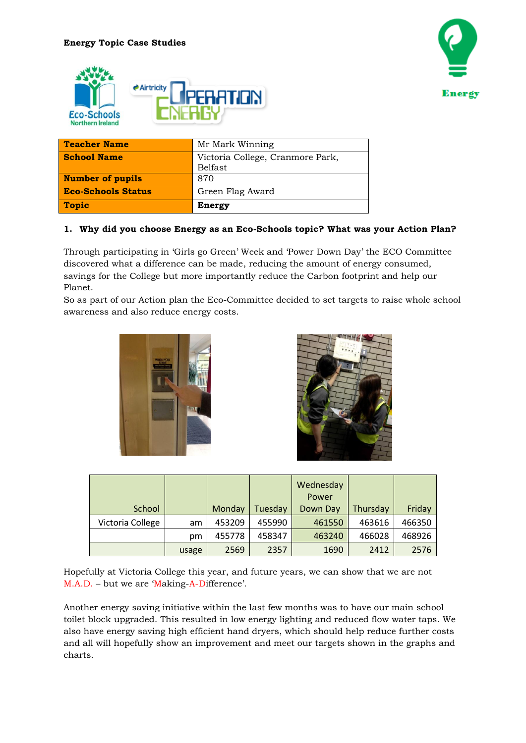**Energy Topic Case Studies**

| Teacher Name | Mr Mark Winning |
|---|---|
| School Name | Victoria College, Cranmore Park, Belfast |
| Number of pupils | 870 |
| Eco-Schools Status | Green Flag Award |
| Topic | **Energy** |

**1. Why did you choose Energy as an Eco-Schools topic? What was your Action Plan?**

Through participating in 'Girls go Green' Week and 'Power Down Day' the ECO Committee discovered what a difference can be made, reducing the amount of energy consumed, savings for the College but more importantly reduce the Carbon footprint and help our Planet.

So as part of our Action plan the Eco-Committee decided to set targets to raise whole school awareness and also reduce energy costs.

| School | | Monday | Tuesday | Wednesday Power Down Day | Thursday | Friday |
|---|---|---|---|---|---|---|
| Victoria College | am | 453209 | 455990 | 461550 | 463616 | 466350 |
| | pm | 455778 | 458347 | 463240 | 466028 | 468926 |
| | usage | 2569 | 2357 | 1690 | 2412 | 2576 |

Hopefully at Victoria College this year, and future years, we can show that we are not M.A.D. – but we are 'Making-A-Difference'.

Another energy saving initiative within the last few months was to have our main school toilet block upgraded. This resulted in low energy lighting and reduced flow water taps. We also have energy saving high efficient hand dryers, which should help reduce further costs and all will hopefully show an improvement and meet our targets shown in the graphs and charts.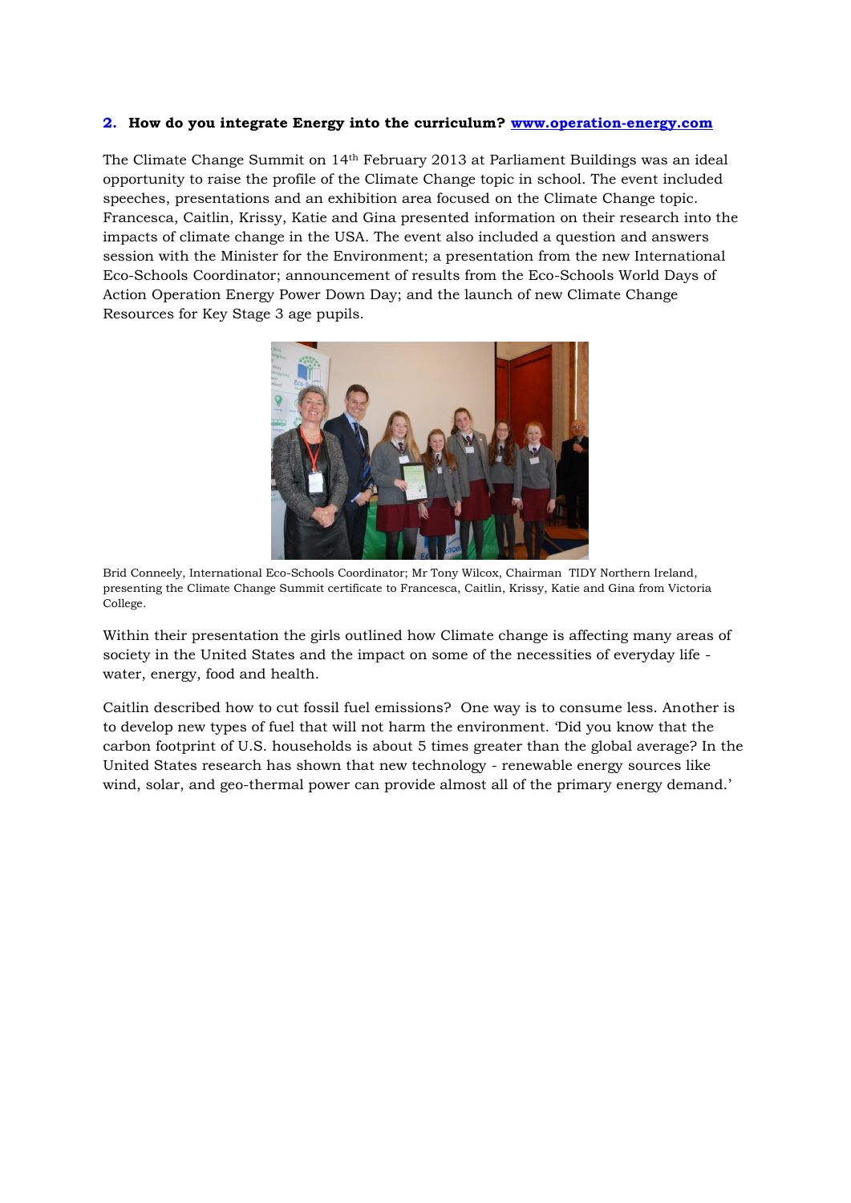**2. How do you integrate Energy into the curriculum? [www.operation-energy.com](www.operation-energy.com)**

The Climate Change Summit on 14th February 2013 at Parliament Buildings was an ideal opportunity to raise the profile of the Climate Change topic in school. The event included speeches, presentations and an exhibition area focused on the Climate Change topic. Francesca, Caitlin, Krissy, Katie and Gina presented information on their research into the impacts of climate change in the USA. The event also included a question and answers session with the Minister for the Environment; a presentation from the new International Eco-Schools Coordinator; announcement of results from the Eco-Schools World Days of Action Operation Energy Power Down Day; and the launch of new Climate Change Resources for Key Stage 3 age pupils.

Brid Conneely, International Eco-Schools Coordinator; Mr Tony Wilcox, Chairman TIDY Northern Ireland, presenting the Climate Change Summit certificate to Francesca, Caitlin, Krissy, Katie and Gina from Victoria College.

Within their presentation the girls outlined how Climate change is affecting many areas of society in the United States and the impact on some of the necessities of everyday life - water, energy, food and health.

Caitlin described how to cut fossil fuel emissions? One way is to consume less. Another is to develop new types of fuel that will not harm the environment. 'Did you know that the carbon footprint of U.S. households is about 5 times greater than the global average? In the United States research has shown that new technology - renewable energy sources like wind, solar, and geo-thermal power can provide almost all of the primary energy demand.'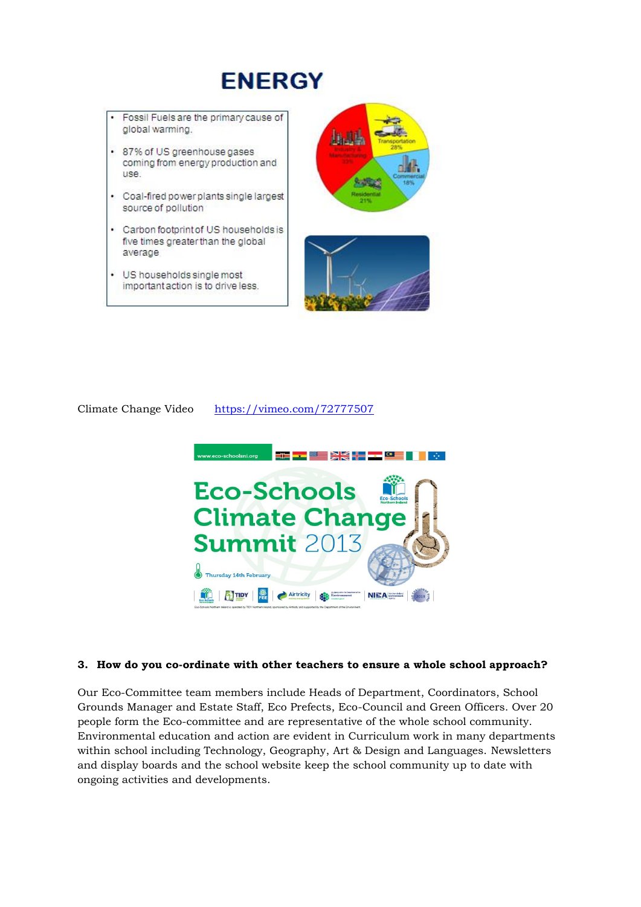# ENERGY

- Fossil Fuels are the primary cause of global warming.
- 87% of US greenhouse gases coming from energy production and use.
- Coal-fired power plants single largest source of pollution
- Carbon footprint of US households is five times greater than the global average
- US households single most important action is to drive less.

Climate Change Video https://vimeo.com/72777507

**3. How do you co-ordinate with other teachers to ensure a whole school approach?**

Our Eco-Committee team members include Heads of Department, Coordinators, School Grounds Manager and Estate Staff, Eco Prefects, Eco-Council and Green Officers. Over 20 people form the Eco-committee and are representative of the whole school community. Environmental education and action are evident in Curriculum work in many departments within school including Technology, Geography, Art & Design and Languages. Newsletters and display boards and the school website keep the school community up to date with ongoing activities and developments.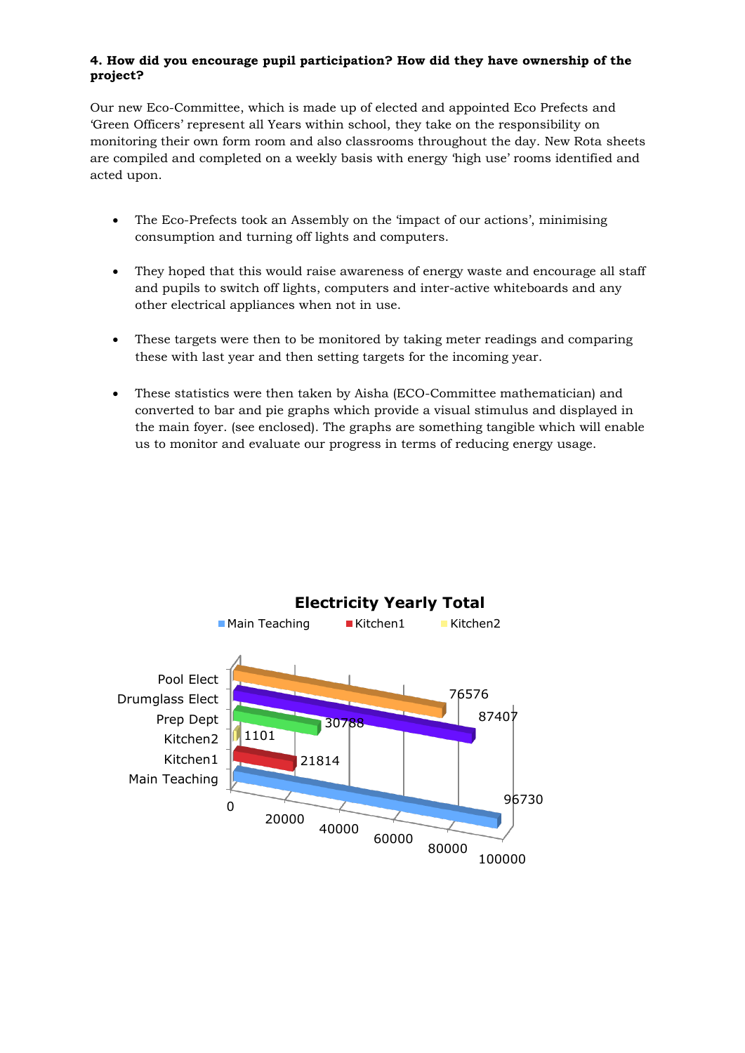**4. How did you encourage pupil participation? How did they have ownership of the project?**

Our new Eco-Committee, which is made up of elected and appointed Eco Prefects and 'Green Officers' represent all Years within school, they take on the responsibility on monitoring their own form room and also classrooms throughout the day. New Rota sheets are compiled and completed on a weekly basis with energy 'high use' rooms identified and acted upon.

- The Eco-Prefects took an Assembly on the 'impact of our actions', minimising consumption and turning off lights and computers.
- They hoped that this would raise awareness of energy waste and encourage all staff and pupils to switch off lights, computers and inter-active whiteboards and any other electrical appliances when not in use.
- These targets were then to be monitored by taking meter readings and comparing these with last year and then setting targets for the incoming year.
- These statistics were then taken by Aisha (ECO-Committee mathematician) and converted to bar and pie graphs which provide a visual stimulus and displayed in the main foyer. (see enclosed). The graphs are something tangible which will enable us to monitor and evaluate our progress in terms of reducing energy usage.

**Electricity Yearly Total**

| Category | Value |
| --- | --- |
| Pool Elect | 76576 |
| Drumglass Elect | 87407 |
| Prep Dept | 30788 |
| Kitchen2 | 1101 |
| Kitchen1 | 21814 |
| Main Teaching | 96730 |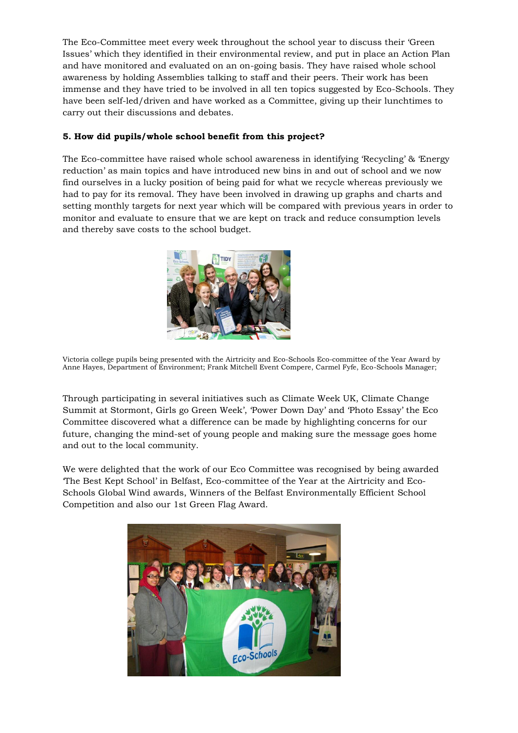The Eco-Committee meet every week throughout the school year to discuss their 'Green Issues' which they identified in their environmental review, and put in place an Action Plan and have monitored and evaluated on an on-going basis. They have raised whole school awareness by holding Assemblies talking to staff and their peers. Their work has been immense and they have tried to be involved in all ten topics suggested by Eco-Schools. They have been self-led/driven and have worked as a Committee, giving up their lunchtimes to carry out their discussions and debates.

**5. How did pupils/whole school benefit from this project?**

The Eco-committee have raised whole school awareness in identifying 'Recycling' & 'Energy reduction' as main topics and have introduced new bins in and out of school and we now find ourselves in a lucky position of being paid for what we recycle whereas previously we had to pay for its removal. They have been involved in drawing up graphs and charts and setting monthly targets for next year which will be compared with previous years in order to monitor and evaluate to ensure that we are kept on track and reduce consumption levels and thereby save costs to the school budget.

Victoria college pupils being presented with the Airtricity and Eco-Schools Eco-committee of the Year Award by Anne Hayes, Department of Environment; Frank Mitchell Event Compere, Carmel Fyfe, Eco-Schools Manager;

Through participating in several initiatives such as Climate Week UK, Climate Change Summit at Stormont, Girls go Green Week', 'Power Down Day' and 'Photo Essay' the Eco Committee discovered what a difference can be made by highlighting concerns for our future, changing the mind-set of young people and making sure the message goes home and out to the local community.

We were delighted that the work of our Eco Committee was recognised by being awarded 'The Best Kept School' in Belfast, Eco-committee of the Year at the Airtricity and Eco-Schools Global Wind awards, Winners of the Belfast Environmentally Efficient School Competition and also our 1st Green Flag Award.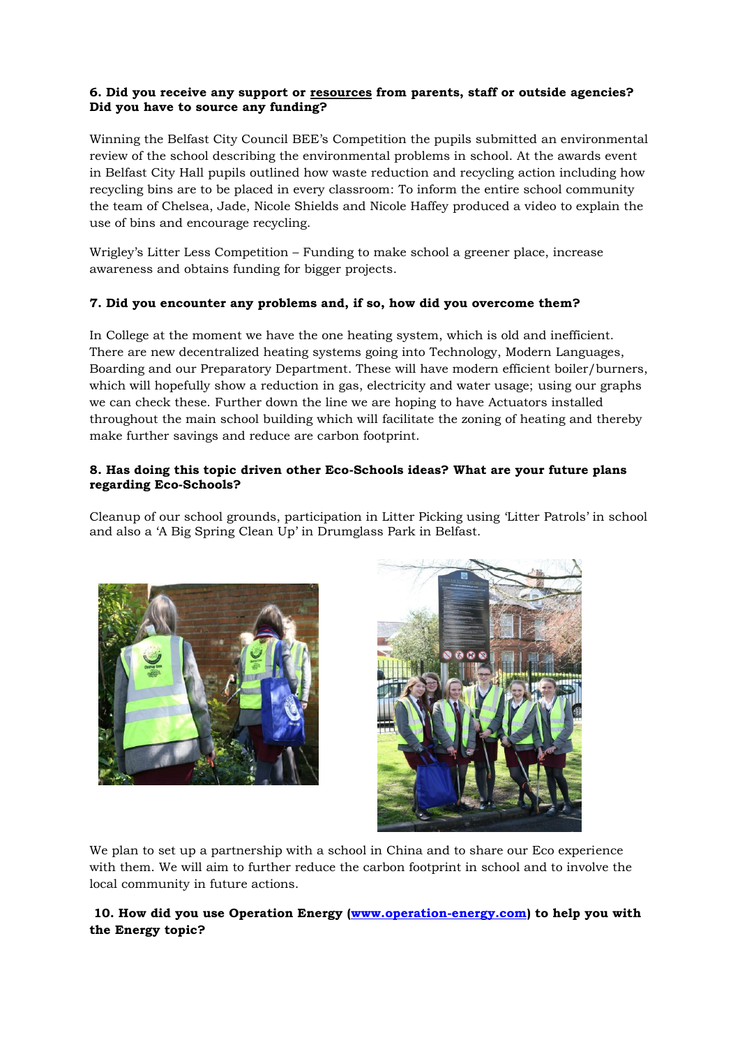**6. Did you receive any support or resources from parents, staff or outside agencies? Did you have to source any funding?**

Winning the Belfast City Council BEE's Competition the pupils submitted an environmental review of the school describing the environmental problems in school. At the awards event in Belfast City Hall pupils outlined how waste reduction and recycling action including how recycling bins are to be placed in every classroom: To inform the entire school community the team of Chelsea, Jade, Nicole Shields and Nicole Haffey produced a video to explain the use of bins and encourage recycling.

Wrigley's Litter Less Competition – Funding to make school a greener place, increase awareness and obtains funding for bigger projects.

**7. Did you encounter any problems and, if so, how did you overcome them?**

In College at the moment we have the one heating system, which is old and inefficient. There are new decentralized heating systems going into Technology, Modern Languages, Boarding and our Preparatory Department. These will have modern efficient boiler/burners, which will hopefully show a reduction in gas, electricity and water usage; using our graphs we can check these. Further down the line we are hoping to have Actuators installed throughout the main school building which will facilitate the zoning of heating and thereby make further savings and reduce are carbon footprint.

**8. Has doing this topic driven other Eco-Schools ideas? What are your future plans regarding Eco-Schools?**

Cleanup of our school grounds, participation in Litter Picking using 'Litter Patrols' in school and also a 'A Big Spring Clean Up' in Drumglass Park in Belfast.

We plan to set up a partnership with a school in China and to share our Eco experience with them. We will aim to further reduce the carbon footprint in school and to involve the local community in future actions.

**10. How did you use Operation Energy (www.operation-energy.com) to help you with the Energy topic?**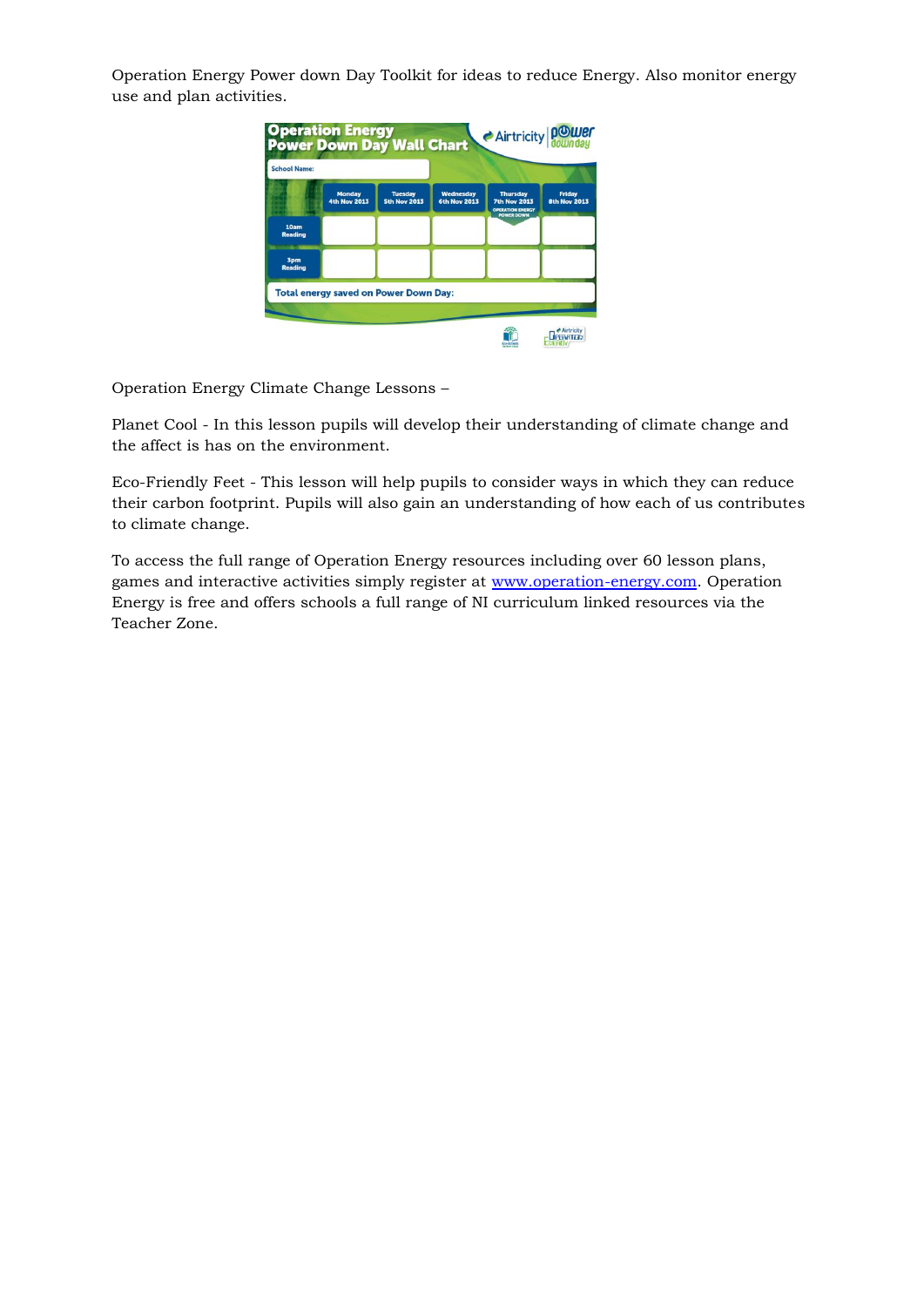Operation Energy Power down Day Toolkit for ideas to reduce Energy. Also monitor energy use and plan activities.

Operation Energy Climate Change Lessons –

Planet Cool - In this lesson pupils will develop their understanding of climate change and the affect is has on the environment.

Eco-Friendly Feet - This lesson will help pupils to consider ways in which they can reduce their carbon footprint. Pupils will also gain an understanding of how each of us contributes to climate change.

To access the full range of Operation Energy resources including over 60 lesson plans, games and interactive activities simply register at www.operation-energy.com. Operation Energy is free and offers schools a full range of NI curriculum linked resources via the Teacher Zone.